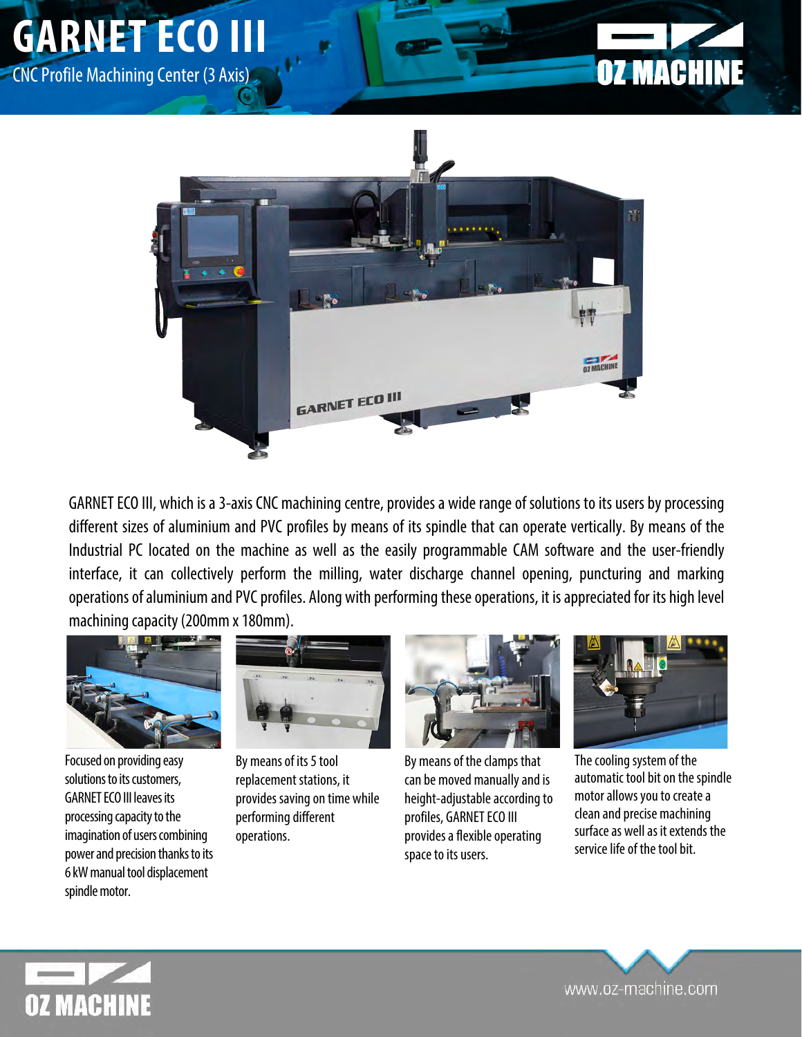# GARNET ECO III

CNC Profile Machining Center (3 Axis)

GARNET ECO III, which is a 3-axis CNC machining centre, provides a wide range of solutions to its users by processing different sizes of aluminium and PVC profiles by means of its spindle that can operate vertically. By means of the Industrial PC located on the machine as well as the easily programmable CAM software and the user-friendly interface, it can collectively perform the milling, water discharge channel opening, puncturing and marking operations of aluminium and PVC profiles. Along with performing these operations, it is appreciated for its high level machining capacity (200mm x 180mm).

Focused on providing easy solutions to its customers, GARNET ECO III leaves its processing capacity to the imagination of users combining power and precision thanks to its 6 kW manual tool displacement spindle motor.

By means of its 5 tool replacement stations, it provides saving on time while performing different operations.

By means of the clamps that can be moved manually and is height-adjustable according to profiles, GARNET ECO III provides a flexible operating space to its users.

The cooling system of the automatic tool bit on the spindle motor allows you to create a clean and precise machining surface as well as it extends the service life of the tool bit.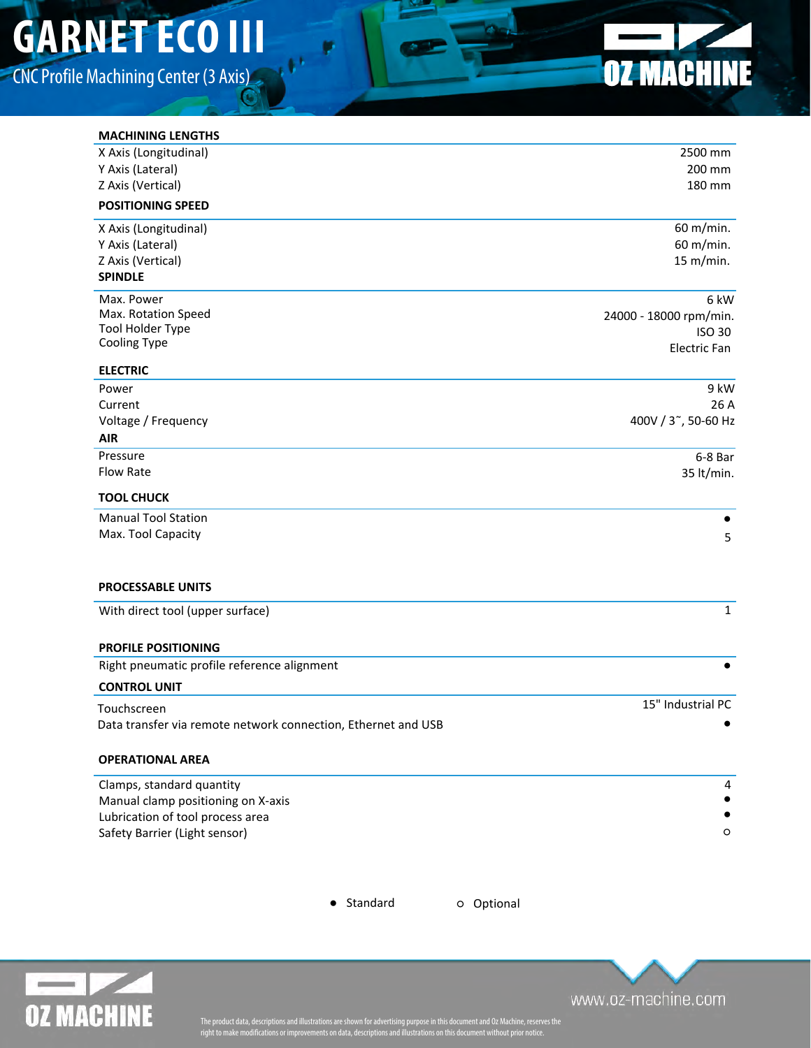# GARNET ECO III

CNC Profile Machining Center (3 Axis)

OZ MACHINE

| MACHINING LENGTHS | |
|---|---|
| X Axis (Longitudinal) | 2500 mm |
| Y Axis (Lateral) | 200 mm |
| Z Axis (Vertical) | 180 mm |

| POSITIONING SPEED | |
|---|---|
| X Axis (Longitudinal) | 60 m/min. |
| Y Axis (Lateral) | 60 m/min. |
| Z Axis (Vertical) | 15 m/min. |

| SPINDLE | |
|---|---|
| Max. Power | 6 kW |
| Max. Rotation Speed | 24000 - 18000 rpm/min. |
| Tool Holder Type | ISO 30 |
| Cooling Type | Electric Fan |

| ELECTRIC | |
|---|---|
| Power | 9 kW |
| Current | 26 A |
| Voltage / Frequency | 400V / 3˜, 50-60 Hz |

| AIR | |
|---|---|
| Pressure | 6-8 Bar |
| Flow Rate | 35 lt/min. |

| TOOL CHUCK | |
|---|---|
| Manual Tool Station | ● |
| Max. Tool Capacity | 5 |

| PROCESSABLE UNITS | |
|---|---|
| With direct tool (upper surface) | 1 |

| PROFILE POSITIONING | |
|---|---|
| Right pneumatic profile reference alignment | ● |

| CONTROL UNIT | |
|---|---|
| Touchscreen | 15" Industrial PC |
| Data transfer via remote network connection, Ethernet and USB | ● |

| OPERATIONAL AREA | |
|---|---|
| Clamps, standard quantity | 4 |
| Manual clamp positioning on X-axis | ● |
| Lubrication of tool process area | ● |
| Safety Barrier (Light sensor) | ○ |

● Standard ○ Optional

OZ MACHINE

www.oz-machine.com

The product data, descriptions and illustrations are shown for advertising purpose in this document and Oz Machine, reserves the right to make modifications or improvements on data, descriptions and illustrations on this document without prior notice.